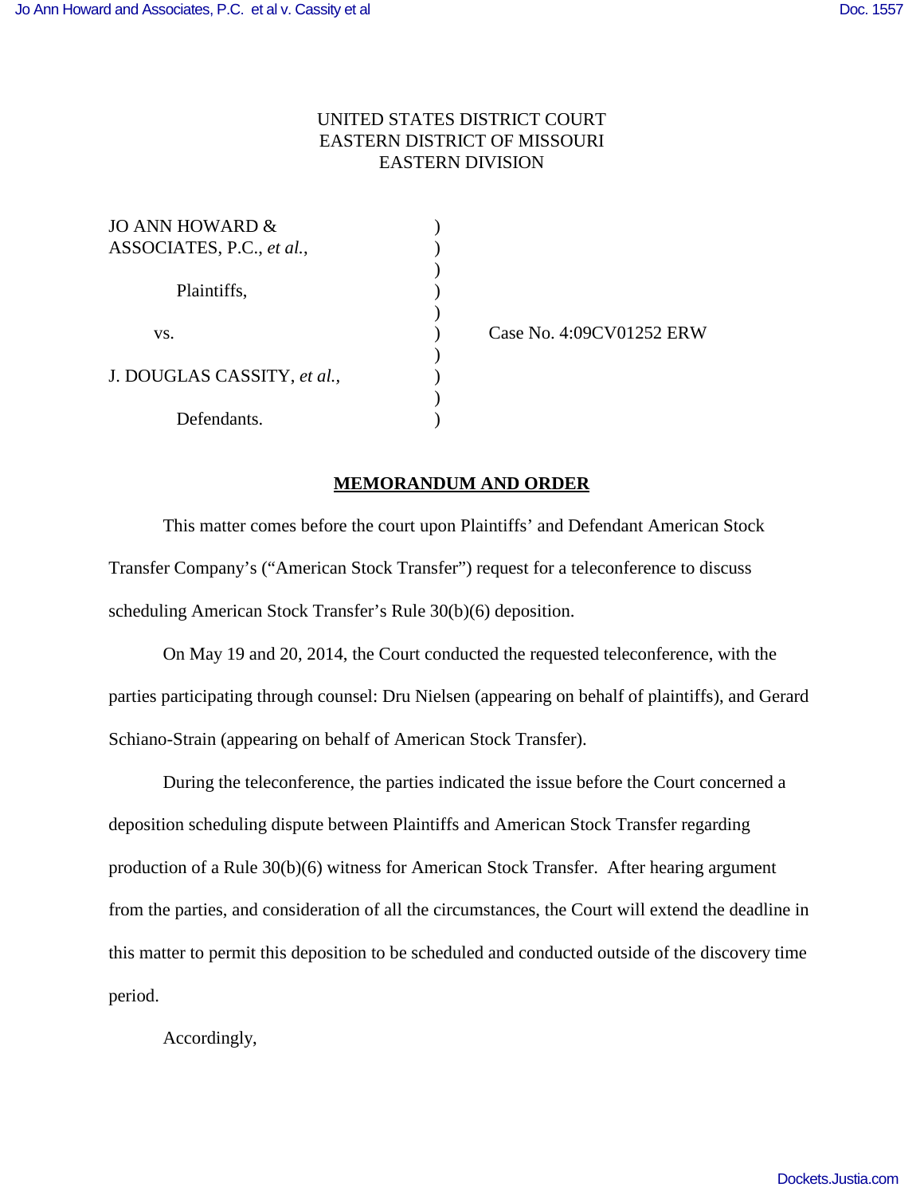UNITED STATES DISTRICT COURT
EASTERN DISTRICT OF MISSOURI
EASTERN DIVISION

| | | |
|---|---|---|
| JO ANN HOWARD & ASSOCIATES, P.C., *et al.*, | ) | |
| Plaintiffs, | ) | |
| vs. | ) | Case No. 4:09CV01252 ERW |
| J. DOUGLAS CASSITY, *et al.*, | ) | |
| Defendants. | ) | |

**MEMORANDUM AND ORDER**

This matter comes before the court upon Plaintiffs' and Defendant American Stock Transfer Company's ("American Stock Transfer") request for a teleconference to discuss scheduling American Stock Transfer's Rule 30(b)(6) deposition.

On May 19 and 20, 2014, the Court conducted the requested teleconference, with the parties participating through counsel: Dru Nielsen (appearing on behalf of plaintiffs), and Gerard Schiano-Strain (appearing on behalf of American Stock Transfer).

During the teleconference, the parties indicated the issue before the Court concerned a deposition scheduling dispute between Plaintiffs and American Stock Transfer regarding production of a Rule 30(b)(6) witness for American Stock Transfer. After hearing argument from the parties, and consideration of all the circumstances, the Court will extend the deadline in this matter to permit this deposition to be scheduled and conducted outside of the discovery time period.

Accordingly,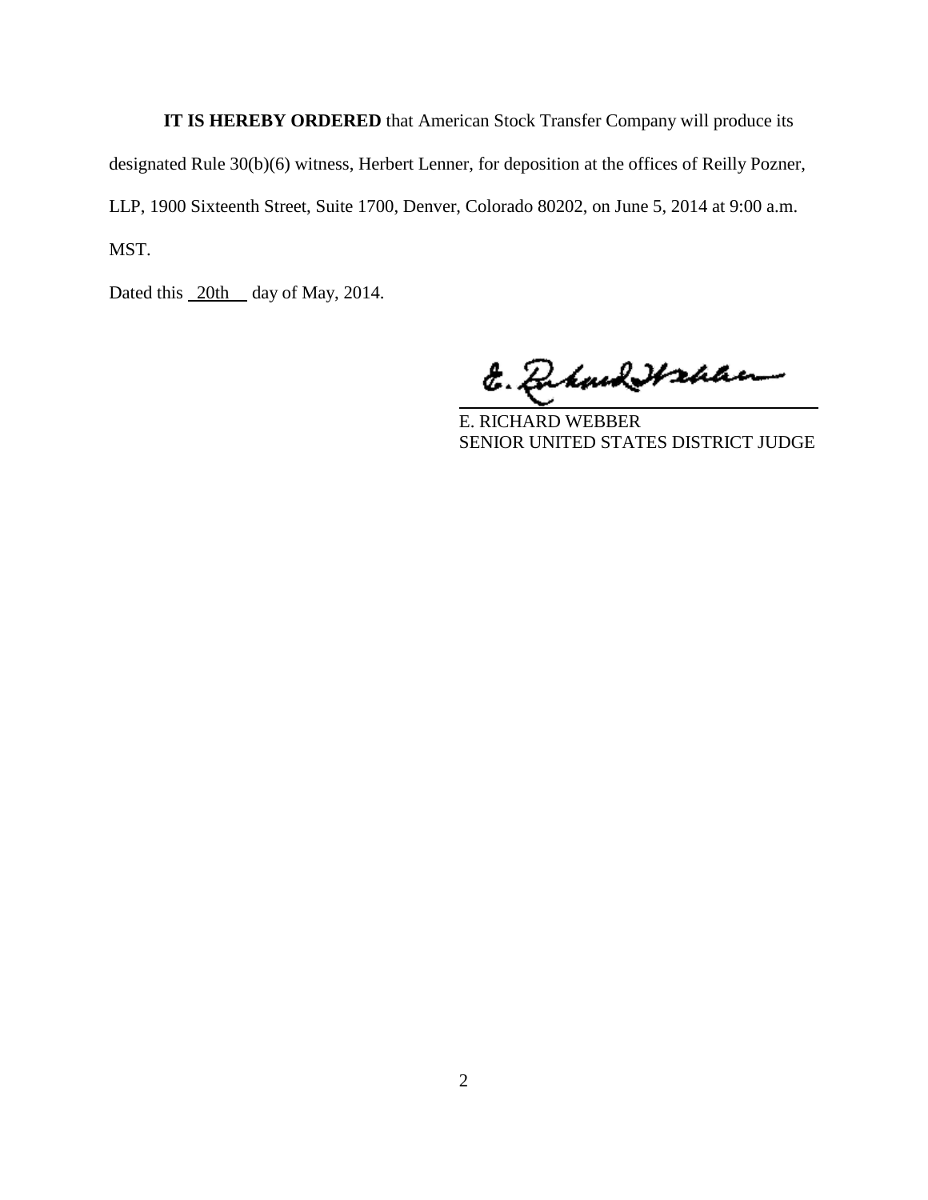**IT IS HEREBY ORDERED** that American Stock Transfer Company will produce its designated Rule 30(b)(6) witness, Herbert Lenner, for deposition at the offices of Reilly Pozner, LLP, 1900 Sixteenth Street, Suite 1700, Denver, Colorado 80202, on June 5, 2014 at 9:00 a.m. MST.

Dated this 20th day of May, 2014.

E. RICHARD WEBBER
SENIOR UNITED STATES DISTRICT JUDGE